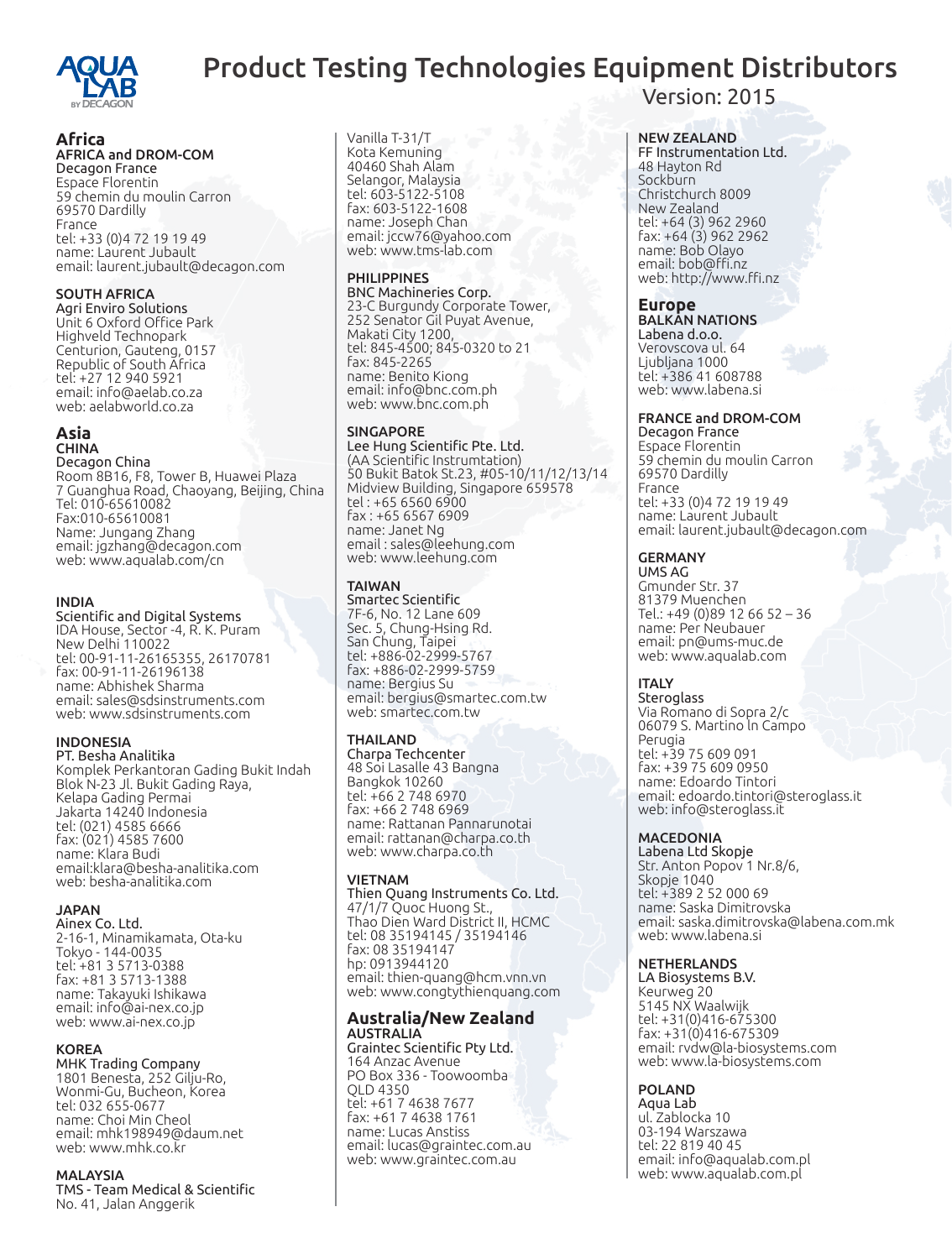# Product Testing Technologies Equipment Distributors

Version: 2015

## Africa

### AFRICA and DROM-COM

Decagon France
Espace Florentin
59 chemin du moulin Carron
69570 Dardilly
France
tel: +33 (0)4 72 19 19 49
name: Laurent Jubault
email: laurent.jubault@decagon.com

### SOUTH AFRICA

Agri Enviro Solutions
Unit 6 Oxford Office Park
Highveld Technopark
Centurion, Gauteng, 0157
Republic of South Africa
tel: +27 12 940 5921
email: info@aelab.co.za
web: aelabworld.co.za

## Asia

### CHINA

Decagon China
Room 8B16, F8, Tower B, Huawei Plaza
7 Guanghua Road, Chaoyang, Beijing, China
Tel: 010-65610082
Fax:010-65610081
Name: Jungang Zhang
email: jgzhang@decagon.com
web: www.aqualab.com/cn

### INDIA

Scientific and Digital Systems
IDA House, Sector -4, R. K. Puram
New Delhi 110022
tel: 00-91-11-26165355, 26170781
fax: 00-91-11-26196138
name: Abhishek Sharma
email: sales@sdsinstruments.com
web: www.sdsinstruments.com

### INDONESIA

PT. Besha Analitika
Komplek Perkantoran Gading Bukit Indah
Blok N-23 Jl. Bukit Gading Raya,
Kelapa Gading Permai
Jakarta 14240 Indonesia
tel: (021) 4585 6666
fax: (021) 4585 7600
name: Klara Budi
email:klara@besha-analitika.com
web: besha-analitika.com

### JAPAN

Ainex Co. Ltd.
2-16-1, Minamikamata, Ota-ku
Tokyo - 144-0035
tel: +81 3 5713-0388
fax: +81 3 5713-1388
name: Takayuki Ishikawa
email: info@ai-nex.co.jp
web: www.ai-nex.co.jp

### KOREA

MHK Trading Company
1801 Benesta, 252 Gilju-Ro,
Wonmi-Gu, Bucheon, Korea
tel: 032 655-0677
name: Choi Min Cheol
email: mhk198949@daum.net
web: www.mhk.co.kr

### MALAYSIA

TMS - Team Medical & Scientific
No. 41, Jalan Anggerik
Vanilla T-31/T
Kota Kemuning
40460 Shah Alam
Selangor, Malaysia
tel: 603-5122-5108
fax: 603-5122-1608
name: Joseph Chan
email: jccw76@yahoo.com
web: www.tms-lab.com

### PHILIPPINES

BNC Machineries Corp.
23-C Burgundy Corporate Tower,
252 Senator Gil Puyat Avenue,
Makati City 1200,
tel: 845-4500; 845-0320 to 21
fax: 845-2265
name: Benito Kiong
email: info@bnc.com.ph
web: www.bnc.com.ph

### SINGAPORE

Lee Hung Scientific Pte. Ltd.
(AA Scientific Instrumtation)
50 Bukit Batok St.23, #05-10/11/12/13/14
Midview Building, Singapore 659578
tel : +65 6560 6900
fax : +65 6567 6909
name: Janet Ng
email : sales@leehung.com
web: www.leehung.com

### TAIWAN

Smartec Scientific
7F-6, No. 12 Lane 609
Sec. 5, Chung-Hsing Rd.
San Chung, Taipei
tel: +886-02-2999-5767
fax: +886-02-2999-5759
name: Bergius Su
email: bergius@smartec.com.tw
web: smartec.com.tw

### THAILAND

Charpa Techcenter
48 Soi Lasalle 43 Bangna
Bangkok 10260
tel: +66 2 748 6970
fax: +66 2 748 6969
name: Rattanan Pannarunotai
email: rattanan@charpa.co.th
web: www.charpa.co.th

### VIETNAM

Thien Quang Instruments Co. Ltd.
47/1/7 Quoc Huong St.,
Thao Dien Ward District II, HCMC
tel: 08 35194145 / 35194146
fax: 08 35194147
hp: 0913944120
email: thien-quang@hcm.vnn.vn
web: www.congtythienquang.com

## Australia/New Zealand

### AUSTRALIA

Graintec Scientific Pty Ltd.
164 Anzac Avenue
PO Box 336 - Toowoomba
QLD 4350
tel: +61 7 4638 7677
fax: +61 7 4638 1761
name: Lucas Anstiss
email: lucas@graintec.com.au
web: www.graintec.com.au

### NEW ZEALAND

FF Instrumentation Ltd.
48 Hayton Rd
Sockburn
Christchurch 8009
New Zealand
tel: +64 (3) 962 2960
fax: +64 (3) 962 2962
name: Bob Olayo
email: bob@ffi.nz
web: http://www.ffi.nz

## Europe

### BALKAN NATIONS

Labena d.o.o.
Verovscova ul. 64
Ljubljana 1000
tel: +386 41 608788
web: www.labena.si

### FRANCE and DROM-COM

Decagon France
Espace Florentin
59 chemin du moulin Carron
69570 Dardilly
France
tel: +33 (0)4 72 19 19 49
name: Laurent Jubault
email: laurent.jubault@decagon.com

### GERMANY

UMS AG
Gmunder Str. 37
81379 Muenchen
Tel.: +49 (0)89 12 66 52 – 36
name: Per Neubauer
email: pn@ums-muc.de
web: www.aqualab.com

### ITALY

Steroglass
Via Romano di Sopra 2/c
06079 S. Martino ln Campo
Perugia
tel: +39 75 609 091
fax: +39 75 609 0950
name: Edoardo Tintori
email: edoardo.tintori@steroglass.it
web: info@steroglass.it

### MACEDONIA

Labena Ltd Skopje
Str. Anton Popov 1 Nr.8/6,
Skopje 1040
tel: +389 2 52 000 69
name: Saska Dimitrovska
email: saska.dimitrovska@labena.com.mk
web: www.labena.si

### NETHERLANDS

LA Biosystems B.V.
Keurweg 20
5145 NX Waalwijk
tel: +31(0)416-675300
fax: +31(0)416-675309
email: rvdw@la-biosystems.com
web: www.la-biosystems.com

### POLAND

Aqua Lab
ul. Zablocka 10
03-194 Warszawa
tel: 22 819 40 45
email: info@aqualab.com.pl
web: www.aqualab.com.pl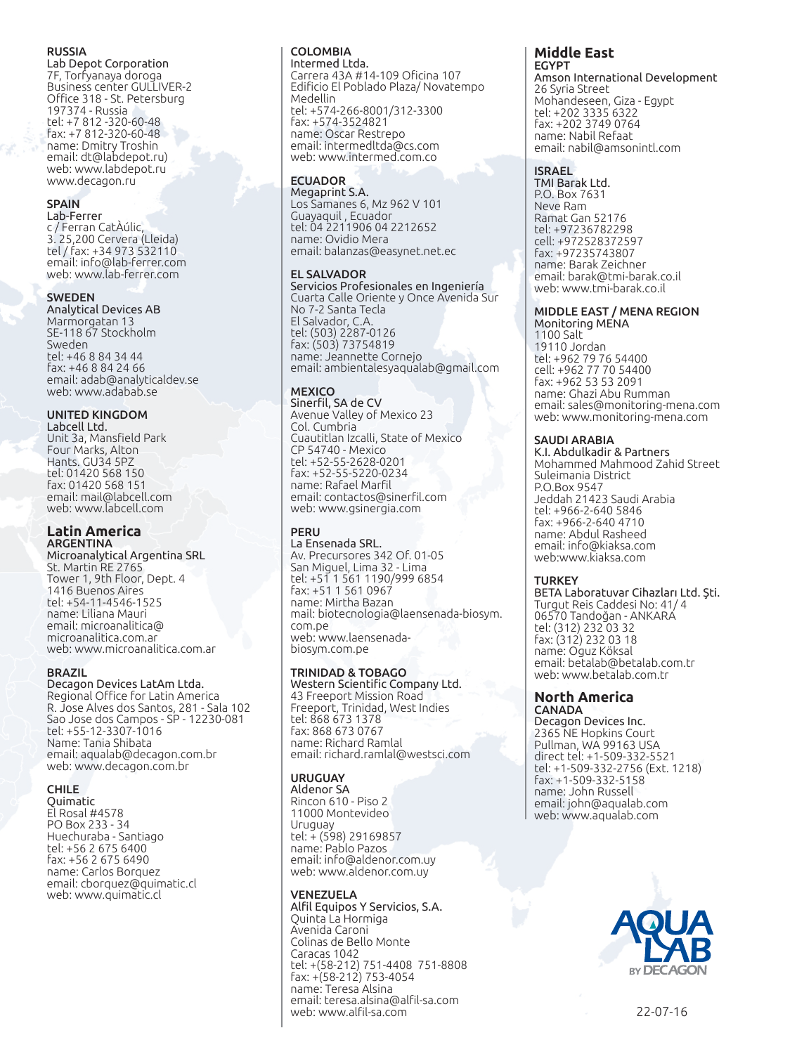### RUSSIA

Lab Depot Corporation
7F, Torfyanaya doroga
Business center GULLIVER-2
Office 318 - St. Petersburg
197374 - Russia
tel: +7 812 -320-60-48
fax: +7 812-320-60-48
name: Dmitry Troshin
email: dt@labdepot.ru)
web: www.labdepot.ru
www.decagon.ru

### SPAIN

Lab-Ferrer
c / Ferran CatÀúlic,
3. 25,200 Cervera (Lleida)
tel / fax: +34 973 532110
email: info@lab-ferrer.com
web: www.lab-ferrer.com

### SWEDEN

Analytical Devices AB
Marmorgatan 13
SE-118 67 Stockholm
Sweden
tel: +46 8 84 34 44
fax: +46 8 84 24 66
email: adab@analyticaldev.se
web: www.adabab.se

### UNITED KINGDOM

Labcell Ltd.
Unit 3a, Mansfield Park
Four Marks, Alton
Hants. GU34 5PZ
tel: 01420 568 150
fax: 01420 568 151
email: mail@labcell.com
web: www.labcell.com

## Latin America

### ARGENTINA

Microanalytical Argentina SRL
St. Martin RE 2765
Tower 1, 9th Floor, Dept. 4
1416 Buenos Aires
tel: +54-11-4546-1525
name: Liliana Mauri
email: microanalitica@microanalitica.com.ar
web: www.microanalitica.com.ar

### BRAZIL

Decagon Devices LatAm Ltda.
Regional Office for Latin America
R. Jose Alves dos Santos, 281 - Sala 102
Sao Jose dos Campos - SP - 12230-081
tel: +55-12-3307-1016
Name: Tania Shibata
email: aqualab@decagon.com.br
web: www.decagon.com.br

### CHILE

Quimatic
El Rosal #4578
PO Box 233 - 34
Huechuraba - Santiago
tel: +56 2 675 6400
fax: +56 2 675 6490
name: Carlos Borquez
email: cborquez@quimatic.cl
web: www.quimatic.cl

### COLOMBIA

Intermed Ltda.
Carrera 43A #14-109 Oficina 107
Edificio El Poblado Plaza/ Novatempo
Medellin
tel: +574-266-8001/312-3300
fax: +574-3524821
name: Oscar Restrepo
email: intermedltda@cs.com
web: www.intermed.com.co

### ECUADOR

Megaprint S.A.
Los Samanes 6, Mz 962 V 101
Guayaquil , Ecuador
tel: 04 2211906 04 2212652
name: Ovidio Mera
email: balanzas@easynet.net.ec

### EL SALVADOR

Servicios Profesionales en Ingeniería
Cuarta Calle Oriente y Once Avenida Sur
No 7-2 Santa Tecla
El Salvador, C.A.
tel: (503) 2287-0126
fax: (503) 73754819
name: Jeannette Cornejo
email: ambientalesyaqualab@gmail.com

### MEXICO

Sinerfil, SA de CV
Avenue Valley of Mexico 23
Col. Cumbria
Cuautitlan Izcalli, State of Mexico
CP 54740 - Mexico
tel: +52-55-2628-0201
fax: +52-55-5220-0234
name: Rafael Marfil
email: contactos@sinerfil.com
web: www.gsinergia.com

### PERU

La Ensenada SRL.
Av. Precursores 342 Of. 01-05
San Miguel, Lima 32 - Lima
tel: +51 1 561 1190/999 6854
fax: +51 1 561 0967
name: Mirtha Bazan
mail: biotecnologia@laensenada-biosym.com.pe
web: www.laensenada-biosym.com.pe

### TRINIDAD & TOBAGO

Western Scientific Company Ltd.
43 Freeport Mission Road
Freeport, Trinidad, West Indies
tel: 868 673 1378
fax: 868 673 0767
name: Richard Ramlal
email: richard.ramlal@westsci.com

### URUGUAY

Aldenor SA
Rincon 610 - Piso 2
11000 Montevideo
Uruguay
tel: + (598) 29169857
name: Pablo Pazos
email: info@aldenor.com.uy
web: www.aldenor.com.uy

### VENEZUELA

Alfil Equipos Y Servicios, S.A.
Quinta La Hormiga
Avenida Caroni
Colinas de Bello Monte
Caracas 1042
tel: +(58-212) 751-4408 751-8808
fax: +(58-212) 753-4054
name: Teresa Alsina
email: teresa.alsina@alfil-sa.com
web: www.alfil-sa.com

## Middle East

### EGYPT

Amson International Development
26 Syria Street
Mohandeseen, Giza - Egypt
tel: +202 3335 6322
fax: +202 3749 0764
name: Nabil Refaat
email: nabil@amsonintl.com

### ISRAEL

TMI Barak Ltd.
P.O. Box 7631
Neve Ram
Ramat Gan 52176
tel: +97236782298
cell: +972528372597
fax: +97235743807
name: Barak Zeichner
email: barak@tmi-barak.co.il
web: www.tmi-barak.co.il

### MIDDLE EAST / MENA REGION

Monitoring MENA
1100 Salt
19110 Jordan
tel: +962 79 76 54400
cell: +962 77 70 54400
fax: +962 53 53 2091
name: Ghazi Abu Rumman
email: sales@monitoring-mena.com
web: www.monitoring-mena.com

### SAUDI ARABIA

K.I. Abdulkadir & Partners
Mohammed Mahmood Zahid Street
Suleimania District
P.O.Box 9547
Jeddah 21423 Saudi Arabia
tel: +966-2-640 5846
fax: +966-2-640 4710
name: Abdul Rasheed
email: info@kiaksa.com
web:www.kiaksa.com

### TURKEY

BETA Laboratuvar Cihazları Ltd. Şti.
Turgut Reis Caddesi No: 41/ 4
06570 Tandoğan - ANKARA
tel: (312) 232 03 32
fax: (312) 232 03 18
name: Oguz Köksal
email: betalab@betalab.com.tr
web: www.betalab.com.tr

## North America

### CANADA

Decagon Devices Inc.
2365 NE Hopkins Court
Pullman, WA 99163 USA
direct tel: +1-509-332-5521
tel: +1-509-332-2756 (Ext. 1218)
fax: +1-509-332-5158
name: John Russell
email: john@aqualab.com
web: www.aqualab.com

AQUALAB BY DECAGON

22-07-16